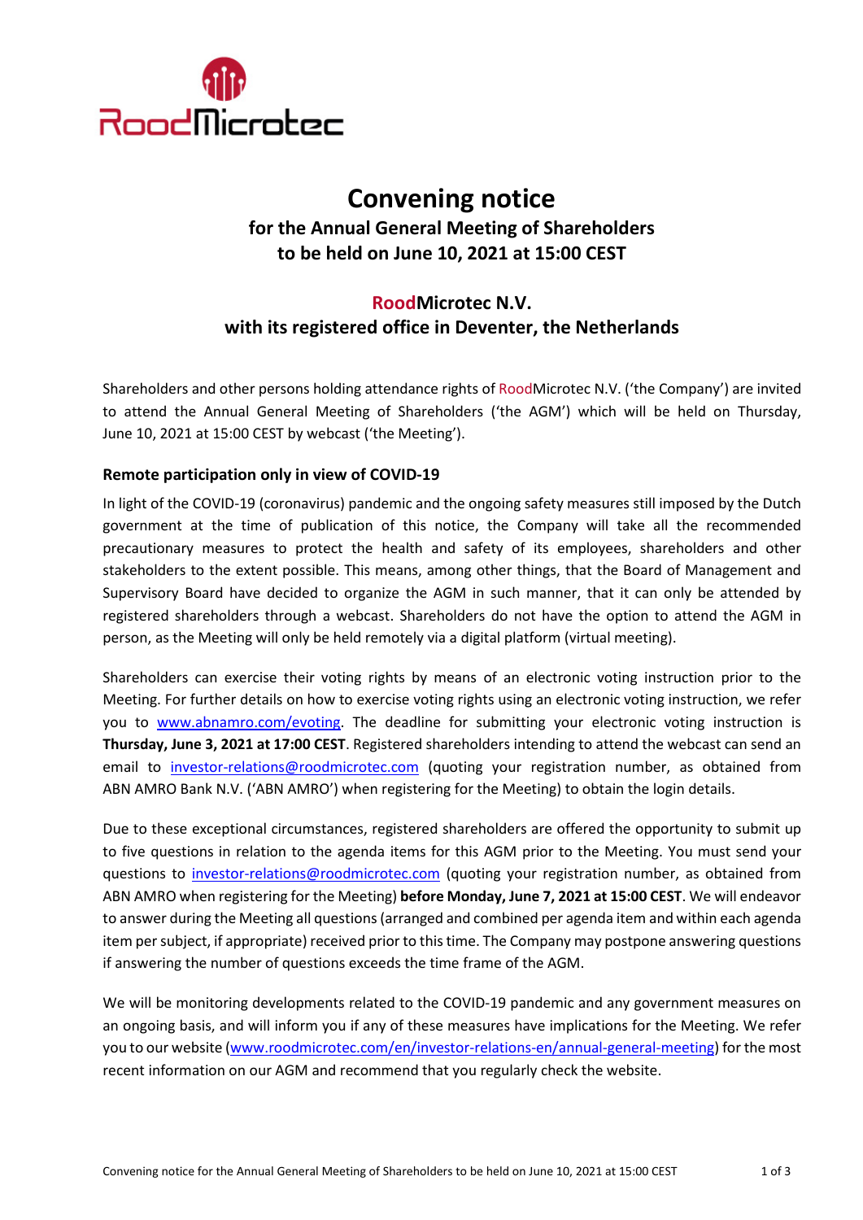# Convening notice

## for the Annual General Meeting of Shareholders to be held on June 10, 2021 at 15:00 CEST

## RoodMicrotec N.V. with its registered office in Deventer, the Netherlands

Shareholders and other persons holding attendance rights of RoodMicrotec N.V. ('the Company') are invited to attend the Annual General Meeting of Shareholders ('the AGM') which will be held on Thursday, June 10, 2021 at 15:00 CEST by webcast ('the Meeting').

### Remote participation only in view of COVID-19

In light of the COVID-19 (coronavirus) pandemic and the ongoing safety measures still imposed by the Dutch government at the time of publication of this notice, the Company will take all the recommended precautionary measures to protect the health and safety of its employees, shareholders and other stakeholders to the extent possible. This means, among other things, that the Board of Management and Supervisory Board have decided to organize the AGM in such manner, that it can only be attended by registered shareholders through a webcast. Shareholders do not have the option to attend the AGM in person, as the Meeting will only be held remotely via a digital platform (virtual meeting).

Shareholders can exercise their voting rights by means of an electronic voting instruction prior to the Meeting. For further details on how to exercise voting rights using an electronic voting instruction, we refer you to www.abnamro.com/evoting. The deadline for submitting your electronic voting instruction is **Thursday, June 3, 2021 at 17:00 CEST**. Registered shareholders intending to attend the webcast can send an email to investor-relations@roodmicrotec.com (quoting your registration number, as obtained from ABN AMRO Bank N.V. ('ABN AMRO') when registering for the Meeting) to obtain the login details.

Due to these exceptional circumstances, registered shareholders are offered the opportunity to submit up to five questions in relation to the agenda items for this AGM prior to the Meeting. You must send your questions to investor-relations@roodmicrotec.com (quoting your registration number, as obtained from ABN AMRO when registering for the Meeting) **before Monday, June 7, 2021 at 15:00 CEST**. We will endeavor to answer during the Meeting all questions (arranged and combined per agenda item and within each agenda item per subject, if appropriate) received prior to this time. The Company may postpone answering questions if answering the number of questions exceeds the time frame of the AGM.

We will be monitoring developments related to the COVID-19 pandemic and any government measures on an ongoing basis, and will inform you if any of these measures have implications for the Meeting. We refer you to our website (www.roodmicrotec.com/en/investor-relations-en/annual-general-meeting) for the most recent information on our AGM and recommend that you regularly check the website.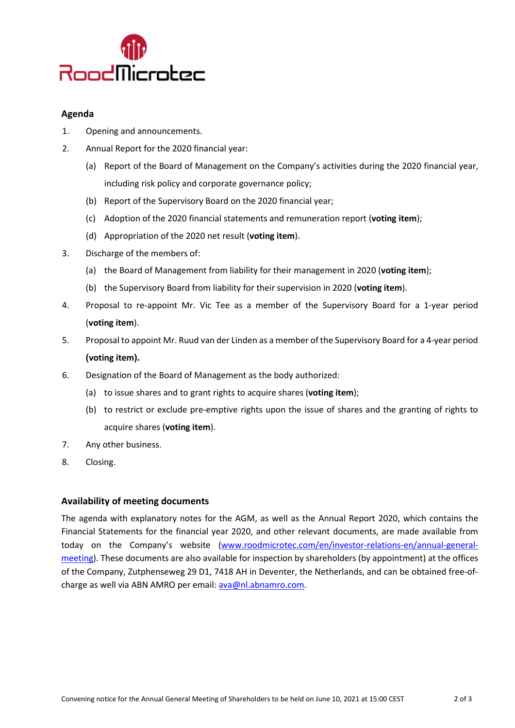## Agenda

1. Opening and announcements.
2. Annual Report for the 2020 financial year:
   (a) Report of the Board of Management on the Company's activities during the 2020 financial year, including risk policy and corporate governance policy;
   (b) Report of the Supervisory Board on the 2020 financial year;
   (c) Adoption of the 2020 financial statements and remuneration report (**voting item**);
   (d) Appropriation of the 2020 net result (**voting item**).
3. Discharge of the members of:
   (a) the Board of Management from liability for their management in 2020 (**voting item**);
   (b) the Supervisory Board from liability for their supervision in 2020 (**voting item**).
4. Proposal to re-appoint Mr. Vic Tee as a member of the Supervisory Board for a 1-year period (**voting item**).
5. Proposal to appoint Mr. Ruud van der Linden as a member of the Supervisory Board for a 4-year period **(voting item).**
6. Designation of the Board of Management as the body authorized:
   (a) to issue shares and to grant rights to acquire shares (**voting item**);
   (b) to restrict or exclude pre-emptive rights upon the issue of shares and the granting of rights to acquire shares (**voting item**).
7. Any other business.
8. Closing.

## Availability of meeting documents

The agenda with explanatory notes for the AGM, as well as the Annual Report 2020, which contains the Financial Statements for the financial year 2020, and other relevant documents, are made available from today on the Company's website (www.roodmicrotec.com/en/investor-relations-en/annual-general-meeting). These documents are also available for inspection by shareholders (by appointment) at the offices of the Company, Zutphenseweg 29 D1, 7418 AH in Deventer, the Netherlands, and can be obtained free-of-charge as well via ABN AMRO per email: ava@nl.abnamro.com.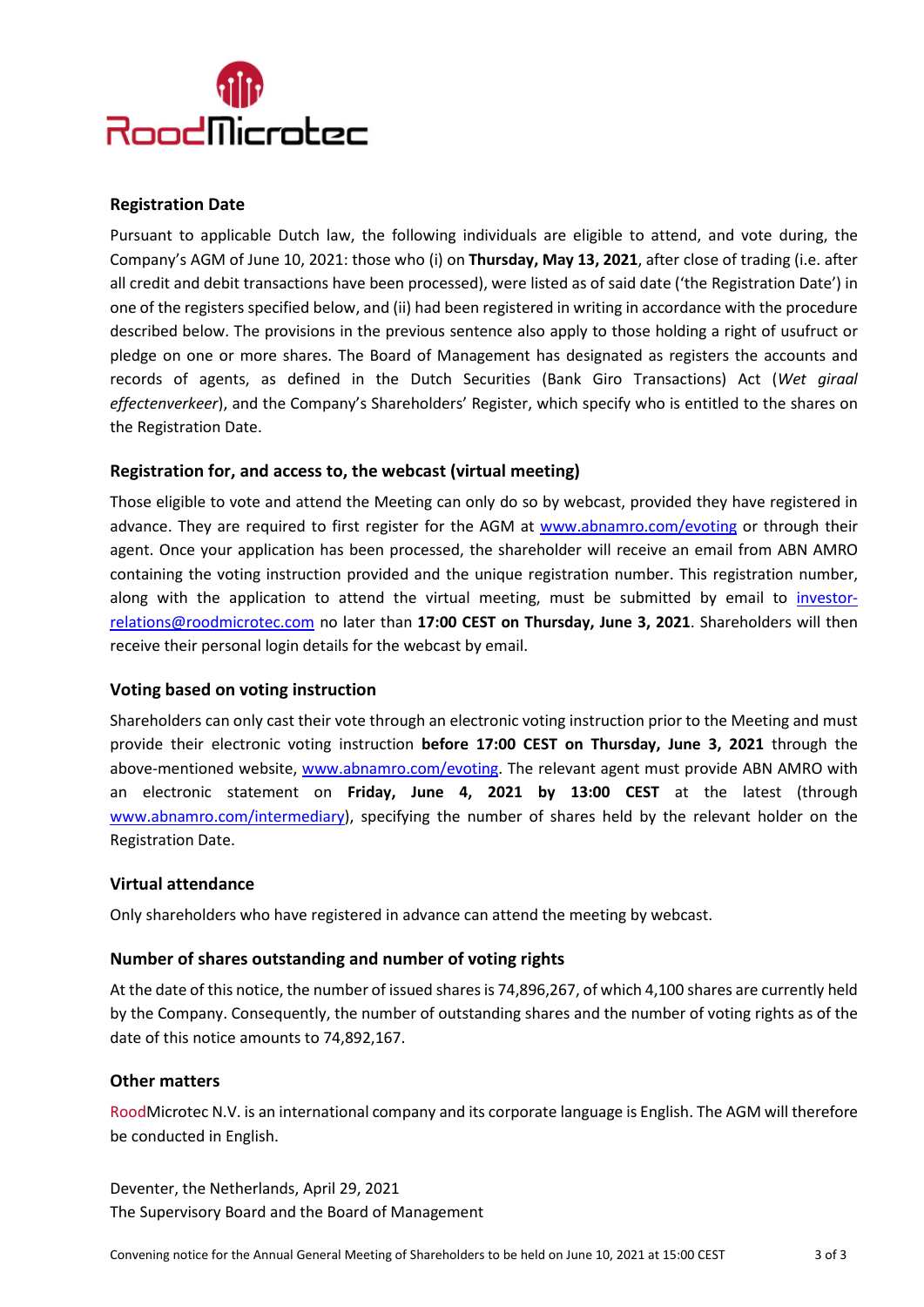## Registration Date

Pursuant to applicable Dutch law, the following individuals are eligible to attend, and vote during, the Company's AGM of June 10, 2021: those who (i) on **Thursday, May 13, 2021**, after close of trading (i.e. after all credit and debit transactions have been processed), were listed as of said date ('the Registration Date') in one of the registers specified below, and (ii) had been registered in writing in accordance with the procedure described below. The provisions in the previous sentence also apply to those holding a right of usufruct or pledge on one or more shares. The Board of Management has designated as registers the accounts and records of agents, as defined in the Dutch Securities (Bank Giro Transactions) Act (*Wet giraal effectenverkeer*), and the Company's Shareholders' Register, which specify who is entitled to the shares on the Registration Date.

## Registration for, and access to, the webcast (virtual meeting)

Those eligible to vote and attend the Meeting can only do so by webcast, provided they have registered in advance. They are required to first register for the AGM at www.abnamro.com/evoting or through their agent. Once your application has been processed, the shareholder will receive an email from ABN AMRO containing the voting instruction provided and the unique registration number. This registration number, along with the application to attend the virtual meeting, must be submitted by email to investor-relations@roodmicrotec.com no later than **17:00 CEST on Thursday, June 3, 2021**. Shareholders will then receive their personal login details for the webcast by email.

## Voting based on voting instruction

Shareholders can only cast their vote through an electronic voting instruction prior to the Meeting and must provide their electronic voting instruction **before 17:00 CEST on Thursday, June 3, 2021** through the above-mentioned website, www.abnamro.com/evoting. The relevant agent must provide ABN AMRO with an electronic statement on **Friday, June 4, 2021 by 13:00 CEST** at the latest (through www.abnamro.com/intermediary), specifying the number of shares held by the relevant holder on the Registration Date.

## Virtual attendance

Only shareholders who have registered in advance can attend the meeting by webcast.

## Number of shares outstanding and number of voting rights

At the date of this notice, the number of issued shares is 74,896,267, of which 4,100 shares are currently held by the Company. Consequently, the number of outstanding shares and the number of voting rights as of the date of this notice amounts to 74,892,167.

## Other matters

RoodMicrotec N.V. is an international company and its corporate language is English. The AGM will therefore be conducted in English.

Deventer, the Netherlands, April 29, 2021
The Supervisory Board and the Board of Management